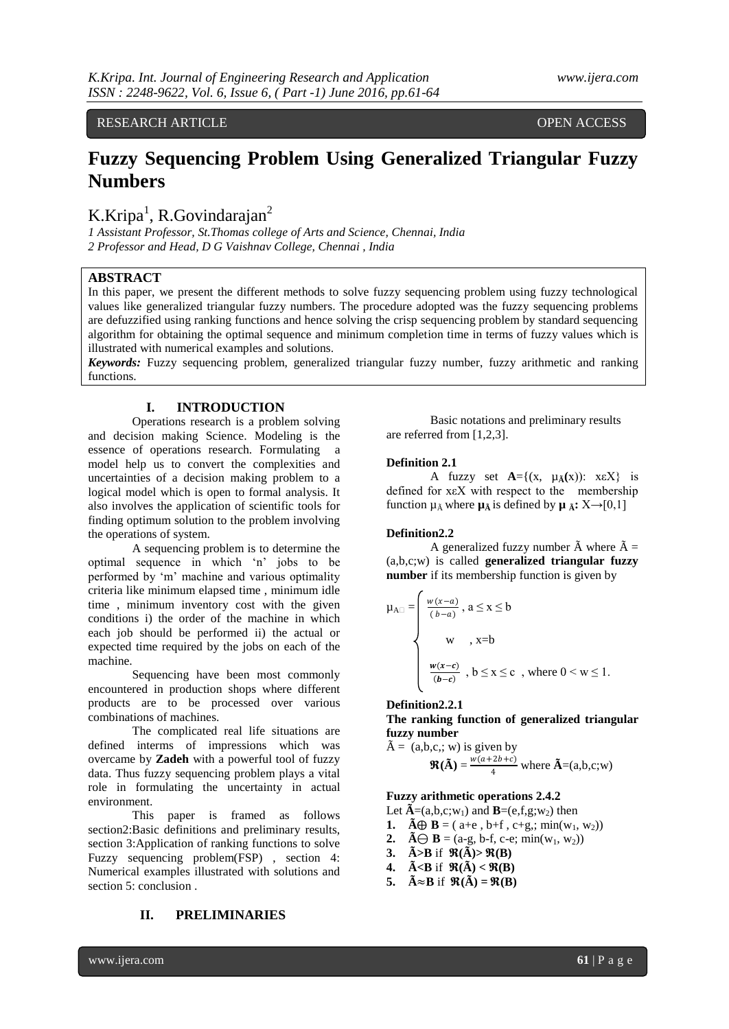RESEARCH ARTICLE OPEN ACCESS

# Fuzzy Sequencing Problem Using Generalized Triangular Fuzzy Numbers

K.Kripa[1], R.Govindarajan[2]

*1 Assistant Professor, St.Thomas college of Arts and Science, Chennai, India*
*2 Professor and Head, D G Vaishnav College, Chennai , India*

## ABSTRACT

In this paper, we present the different methods to solve fuzzy sequencing problem using fuzzy technological values like generalized triangular fuzzy numbers. The procedure adopted was the fuzzy sequencing problems are defuzzified using ranking functions and hence solving the crisp sequencing problem by standard sequencing algorithm for obtaining the optimal sequence and minimum completion time in terms of fuzzy values which is illustrated with numerical examples and solutions.

***Keywords:*** Fuzzy sequencing problem, generalized triangular fuzzy number, fuzzy arithmetic and ranking functions.

## I. INTRODUCTION

Operations research is a problem solving and decision making Science. Modeling is the essence of operations research. Formulating a model help us to convert the complexities and uncertainties of a decision making problem to a logical model which is open to formal analysis. It also involves the application of scientific tools for finding optimum solution to the problem involving the operations of system.

A sequencing problem is to determine the optimal sequence in which 'n' jobs to be performed by 'm' machine and various optimality criteria like minimum elapsed time , minimum idle time , minimum inventory cost with the given conditions i) the order of the machine in which each job should be performed ii) the actual or expected time required by the jobs on each of the machine.

Sequencing have been most commonly encountered in production shops where different products are to be processed over various combinations of machines.

The complicated real life situations are defined interms of impressions which was overcame by **Zadeh** with a powerful tool of fuzzy data. Thus fuzzy sequencing problem plays a vital role in formulating the uncertainty in actual environment.

This paper is framed as follows section2:Basic definitions and preliminary results, section 3:Application of ranking functions to solve Fuzzy sequencing problem(FSP) , section 4: Numerical examples illustrated with solutions and section 5: conclusion .

## II. PRELIMINARIES

Basic notations and preliminary results are referred from [1,2,3].

**Definition 2.1**

A fuzzy set $\mathbf{A}=\{(x, \mu_{\tilde{A}}(x)): x\varepsilon X\}$ is defined for $x\varepsilon X$ with respect to the membership function $\mu_{\tilde{A}}$ where $\mu_{\tilde{A}}$ is defined by $\mu_{\tilde{A}}: X \rightarrow [0,1]$

**Definition2.2**

A generalized fuzzy number $\tilde{A}$ where $\tilde{A}$ = (a,b,c;w) is called **generalized triangular fuzzy number** if its membership function is given by

$$\mu_{\tilde{A}} = \begin{cases} \frac{w(x-a)}{(b-a)}, & a \le x \le b \\ w, & x=b \\ \frac{w(x-c)}{(b-c)}, & b \le x \le c, \text{ where } 0 < w \le 1. \end{cases}$$

**Definition2.2.1**

**The ranking function of generalized triangular fuzzy number**

$\tilde{A}$ = (a,b,c,; w) is given by

$$\mathfrak{R}(\tilde{A}) = \frac{w(a+2b+c)}{4} \text{ where } \tilde{A}=(a,b,c;w)$$

**Fuzzy arithmetic operations 2.4.2**

Let $\tilde{A}=(a,b,c;w_1)$ and $\mathbf{B}=(e,f,g;w_2)$ then

1. $\tilde{A} \oplus \mathbf{B}$ = ( a+e , b+f , c+g,; $\min(w_1, w_2)$)
2. $\tilde{A} \ominus \mathbf{B}$ = (a-g, b-f, c-e; $\min(w_1, w_2)$)
3. $\tilde{A} > \mathbf{B}$ if $\mathfrak{R}(\tilde{A}) > \mathfrak{R}(\mathbf{B})$
4. $\tilde{A} < \mathbf{B}$ if $\mathfrak{R}(\tilde{A}) < \mathfrak{R}(\mathbf{B})$
5. $\tilde{A} \approx \mathbf{B}$ if $\mathfrak{R}(\tilde{A}) = \mathfrak{R}(\mathbf{B})$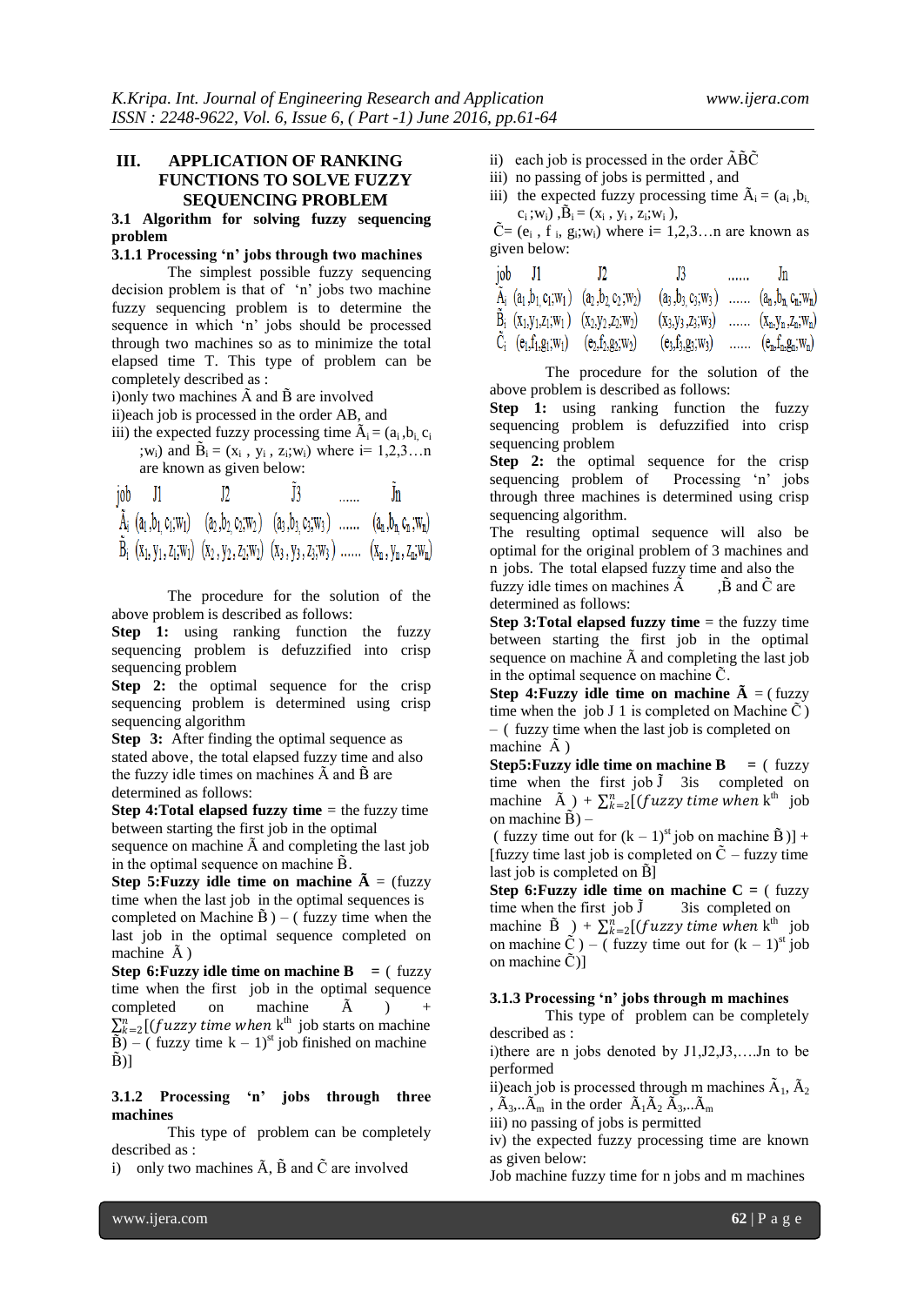## III. APPLICATION OF RANKING FUNCTIONS TO SOLVE FUZZY SEQUENCING PROBLEM

### 3.1 Algorithm for solving fuzzy sequencing problem

#### 3.1.1 Processing 'n' jobs through two machines

The simplest possible fuzzy sequencing decision problem is that of 'n' jobs two machine fuzzy sequencing problem is to determine the sequence in which 'n' jobs should be processed through two machines so as to minimize the total elapsed time T. This type of problem can be completely described as :

i)only two machines $\tilde{A}$ and $\tilde{B}$ are involved

ii)each job is processed in the order AB, and

iii) the expected fuzzy processing time $\tilde{A}_i = (a_i, b_i, c_i; w_i)$ and $\tilde{B}_i = (x_i, y_i, z_i; w_i)$ where i= 1,2,3…n are known as given below:

| job | J1 | J2 | $\tilde{J}3$ | ...... | $\tilde{J}n$ |
|---|---|---|---|---|---|
| $\tilde{A}_i$ | $(a_1, b_1, c_1; w_1)$ | $(a_2, b_2, c_2; w_2)$ | $(a_3, b_3, c_3; w_3)$ | ...... | $(a_n, b_n, c_n; w_n)$ |
| $\tilde{B}_i$ | $(x_1, y_1, z_1; w_1)$ | $(x_2, y_2, z_2; w_2)$ | $(x_3, y_3, z_3; w_3)$ | ...... | $(x_n, y_n, z_n; w_n)$ |

The procedure for the solution of the above problem is described as follows:

**Step 1:** using ranking function the fuzzy sequencing problem is defuzzified into crisp sequencing problem

**Step 2:** the optimal sequence for the crisp sequencing problem is determined using crisp sequencing algorithm

**Step 3:** After finding the optimal sequence as stated above, the total elapsed fuzzy time and also the fuzzy idle times on machines $\tilde{A}$ and $\tilde{B}$ are determined as follows:

**Step 4:Total elapsed fuzzy time** = the fuzzy time between starting the first job in the optimal sequence on machine $\tilde{A}$ and completing the last job in the optimal sequence on machine $\tilde{B}$.

**Step 5:Fuzzy idle time on machine $\tilde{A}$** = (fuzzy time when the last job in the optimal sequences is completed on Machine $\tilde{B}$ ) – ( fuzzy time when the last job in the optimal sequence completed on machine $\tilde{A}$ )

**Step 6:Fuzzy idle time on machine B** = ( fuzzy time when the first job in the optimal sequence completed on machine $\tilde{A}$ ) + $\sum_{k=2}^{n}[(fuzzy\ time\ when$ k[th] job starts on machine $\tilde{B}$) – ( fuzzy time k – 1)[st] job finished on machine $\tilde{B}$)]

#### 3.1.2 Processing 'n' jobs through three machines

This type of problem can be completely described as :

i) only two machines $\tilde{A}$, $\tilde{B}$ and $\tilde{C}$ are involved

ii) each job is processed in the order $\tilde{A}\tilde{B}\tilde{C}$

iii) no passing of jobs is permitted , and

iii) the expected fuzzy processing time $\tilde{A}_i = (a_i, b_i, c_i; w_i)$, $\tilde{B}_i = (x_i, y_i, z_i; w_i)$, $\tilde{C} = (e_i, f_i, g_i; w_i)$ where i= 1,2,3…n are known as given below:

| job | J1 | J2 | J3 | ...... | Jn |
|---|---|---|---|---|---|
| $\tilde{A}_i$ | $(a_1, b_1, c_1; w_1)$ | $(a_2, b_2, c_2; w_2)$ | $(a_3, b_3, c_3; w_3)$ | ...... | $(a_n, b_n, c_n; w_n)$ |
| $\tilde{B}_i$ | $(x_1, y_1, z_1; w_1)$ | $(x_2, y_2, z_2; w_2)$ | $(x_3, y_3, z_3; w_3)$ | ...... | $(x_n, y_n, z_n; w_n)$ |
| $\tilde{C}_i$ | $(e_1, f_1, g_1; w_1)$ | $(e_2, f_2, g_2; w_2)$ | $(e_3, f_3, g_3; w_3)$ | ...... | $(e_n, f_n, g_n; w_n)$ |

The procedure for the solution of the above problem is described as follows:

**Step 1:** using ranking function the fuzzy sequencing problem is defuzzified into crisp sequencing problem

**Step 2:** the optimal sequence for the crisp sequencing problem of Processing 'n' jobs through three machines is determined using crisp sequencing algorithm.

The resulting optimal sequence will also be optimal for the original problem of 3 machines and n jobs. The total elapsed fuzzy time and also the fuzzy idle times on machines $\tilde{A}$ , $\tilde{B}$ and $\tilde{C}$ are determined as follows:

**Step 3:Total elapsed fuzzy time** = the fuzzy time between starting the first job in the optimal sequence on machine $\tilde{A}$ and completing the last job in the optimal sequence on machine $\tilde{C}$.

**Step 4:Fuzzy idle time on machine $\tilde{A}$** = ( fuzzy time when the job J 1 is completed on Machine $\tilde{C}$ ) – ( fuzzy time when the last job is completed on machine $\tilde{A}$ )

**Step5:Fuzzy idle time on machine B** = ( fuzzy time when the first job $\tilde{J}$ 3is completed on machine $\tilde{A}$ ) + $\sum_{k=2}^{n}[(fuzzy\ time\ when$ k[th] job on machine $\tilde{B}$) – ( fuzzy time out for (k – 1)[st] job on machine $\tilde{B}$ )] + [fuzzy time last job is completed on $\tilde{C}$ – fuzzy time last job is completed on $\tilde{B}$]

**Step 6:Fuzzy idle time on machine C** = ( fuzzy time when the first job $\tilde{J}$ 3is completed on machine $\tilde{B}$ ) + $\sum_{k=2}^{n}[(fuzzy\ time\ when$ k[th] job on machine $\tilde{C}$ ) – ( fuzzy time out for (k – 1)[st] job on machine $\tilde{C}$)]

#### 3.1.3 Processing 'n' jobs through m machines

This type of problem can be completely described as :

i)there are n jobs denoted by J1,J2,J3,….Jn to be performed

ii)each job is processed through m machines $\tilde{A}_1$, $\tilde{A}_2$, $\tilde{A}_3$,..$\tilde{A}_m$ in the order $\tilde{A}_1\tilde{A}_2$ $\tilde{A}_3$,..$\tilde{A}_m$

iii) no passing of jobs is permitted

iv) the expected fuzzy processing time are known as given below:

Job machine fuzzy time for n jobs and m machines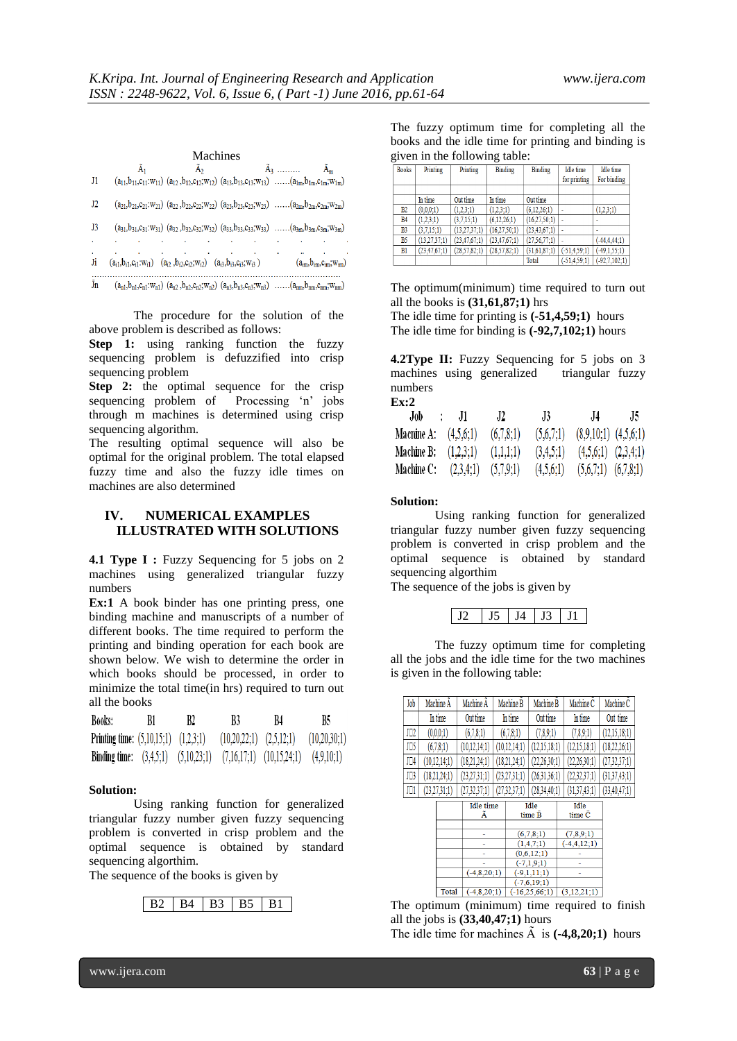| | Machines | | | |
|---|---|---|---|---|
| | $\tilde{A}_1$ | $\tilde{A}_2$ | $\tilde{A}_3$ ……… | $\tilde{A}_m$ |
| J1 | $(a_{11},b_{11},c_{11};w_{11})$ | $(a_{12},b_{12},c_{12};w_{12})$ | $(a_{13},b_{13},c_{13};w_{13})$ …… | $(a_{1m},b_{1m},c_{1m};w_{1m})$ |
| J2 | $(a_{21},b_{21},c_{21};w_{21})$ | $(a_{22},b_{22},c_{22};w_{22})$ | $(a_{23},b_{23},c_{23};w_{23})$ …… | $(a_{2m},b_{2m},c_{2m};w_{2m})$ |
| J3 | $(a_{31},b_{31},c_{31};w_{31})$ | $(a_{32},b_{32},c_{32};w_{32})$ | $(a_{33},b_{33},c_{33};w_{33})$ …… | $(a_{3m},b_{3m},c_{3m};w_{3m})$ |
| . | . | . | . | . |
| Ji | $(a_{i1},b_{i1},c_{i1};w_{i1})$ | $(a_{i2},b_{i2},c_{i2};w_{i2})$ | $(a_{i3},b_{i3},c_{i3};w_{i3})$ | $(a_{im},b_{im},c_{im};w_{im})$ |
| Jn | $(a_{n1},b_{n1},c_{n1};w_{n1})$ | $(a_{n2},b_{n2},c_{n2};w_{n2})$ | $(a_{n3},b_{n3},c_{n3};w_{n3})$ …… | $(a_{nm},b_{nm},c_{nm};w_{nm})$ |

The procedure for the solution of the above problem is described as follows:

**Step 1:** using ranking function the fuzzy sequencing problem is defuzzified into crisp sequencing problem

**Step 2:** the optimal sequence for the crisp sequencing problem of Processing 'n' jobs through m machines is determined using crisp sequencing algorithm.

The resulting optimal sequence will also be optimal for the original problem. The total elapsed fuzzy time and also the fuzzy idle times on machines are also determined

## IV. NUMERICAL EXAMPLES ILLUSTRATED WITH SOLUTIONS

**4.1 Type I :** Fuzzy Sequencing for 5 jobs on 2 machines using generalized triangular fuzzy numbers

**Ex:1** A book binder has one printing press, one binding machine and manuscripts of a number of different books. The time required to perform the printing and binding operation for each book are shown below. We wish to determine the order in which books should be processed, in order to minimize the total time(in hrs) required to turn out all the books

| Books: | B1 | B2 | B3 | B4 | B5 |
|---|---|---|---|---|---|
| Printing time: | (5,10,15;1) | (1,2,3;1) | (10,20,22;1) | (2,5,12;1) | (10,20,30;1) |
| Binding time: | (3,4,5;1) | (5,10,23;1) | (7,16,17;1) | (10,15,24;1) | (4,9,10;1) |

**Solution:**

Using ranking function for generalized triangular fuzzy number given fuzzy sequencing problem is converted in crisp problem and the optimal sequence is obtained by standard sequencing algorthim.

The sequence of the books is given by

| B2 | B4 | B3 | B5 | B1 |
|---|---|---|---|---|

The fuzzy optimum time for completing all the books and the idle time for printing and binding is given in the following table:

| Books | Printing | Printing | Binding | Binding | Idle time for printing | Idle time For binding |
|---|---|---|---|---|---|---|
| | In time | Out time | In time | Out time | | |
| B2 | (0,0,0;1) | (1,2,3;1) | (1,2,3;1) | (6,12,26;1) | - | (1,2,3;1) |
| B4 | (1,2,3;1) | (3,7,15;1) | (6,12,26;1) | (16,27,50;1) | - | - |
| B3 | (3,7,15;1) | (13,27,37;1) | (16,27,50;1) | (23,43,67;1) | - | - |
| B5 | (13,27,37;1) | (23,47,67;1) | (23,47,67;1) | (27,56,77;1) | - | (-44,4,44;1) |
| B1 | (23,47,67;1) | (28,57,82;1) | (28,57,82;1) | (31,61,87;1) | (-51,4,59;1) | (-49,1,55;1) |
| | | | | Total | (-51,4,59;1) | (-92,7,102;1) |

The optimum(minimum) time required to turn out all the books is **(31,61,87;1)** hrs

The idle time for printing is **(-51,4,59;1)** hours

The idle time for binding is **(-92,7,102;1)** hours

**4.2Type II:** Fuzzy Sequencing for 5 jobs on 3 machines using generalized triangular fuzzy numbers

**Ex:2**

| Job : | J1 | J2 | J3 | J4 | J5 |
|---|---|---|---|---|---|
| Macine A: | (4,5,6;1) | (6,7,8;1) | (5,6,7;1) | (8,9,10;1) | (4,5,6;1) |
| Machine B: | (1,2,3;1) | (1,1,1;1) | (3,4,5;1) | (4,5,6;1) | (2,3,4;1) |
| Machine C: | (2,3,4;1) | (5,7,9;1) | (4,5,6;1) | (5,6,7;1) | (6,7,8;1) |

**Solution:**

Using ranking function for generalized triangular fuzzy number given fuzzy sequencing problem is converted in crisp problem and the optimal sequence is obtained by standard sequencing algorthim

The sequence of the jobs is given by

| J2 | J5 | J4 | J3 | J1 |
|---|---|---|---|---|

The fuzzy optimum time for completing all the jobs and the idle time for the two machines is given in the following table:

| Job | Machine $\tilde{A}$ | Machine $\tilde{A}$ | Machine $\tilde{B}$ | Machine $\tilde{B}$ | Machine $\tilde{C}$ | Machine $\tilde{C}$ |
|---|---|---|---|---|---|---|
| | In time | Out time | In time | Out time | In time | Out time |
| J2 | (0,0,0;1) | (6,7,8;1) | (6,7,8;1) | (7,8,9;1) | (7,8,9;1) | (12,15,18;1) |
| J5 | (6,7,8;1) | (10,12,14;1) | (10,12,14;1) | (12,15,18;1) | (12,15,18;1) | (18,22,26;1) |
| J4 | (10,12,14;1) | (18,21,24;1) | (18,21,24;1) | (22,26,30;1) | (22,26,30;1) | (27,32,37;1) |
| J3 | (18,21,24;1) | (23,27,31;1) | (23,27,31;1) | (26,31,36;1) | (22,32,37;1) | (31,37,43;1) |
| J1 | (23,27,31;1) | (27,32,37;1) | (27,32,37;1) | (28,34,40;1) | (31,37,43;1) | (33,40,47;1) |

| | Idle time $\tilde{A}$ | Idle time $\tilde{B}$ | Idle time $\tilde{C}$ |
|---|---|---|---|
| | - | (6,7,8;1) | (7,8,9;1) |
| | - | (1,4,7;1) | (-4,4,12;1) |
| | - | (0,6,12;1) | - |
| | - | (-7,1,9;1) | - |
| | (-4,8,20;1) | (-9,1,11;1) | - |
| | | (-7,6,19;1) | |
| Total | (-4,8,20;1) | (-16,25,66;1) | (3,12,21;1) |

The optimum (minimum) time required to finish all the jobs is **(33,40,47;1)** hours

The idle time for machines $\tilde{A}$ is **(-4,8,20;1)** hours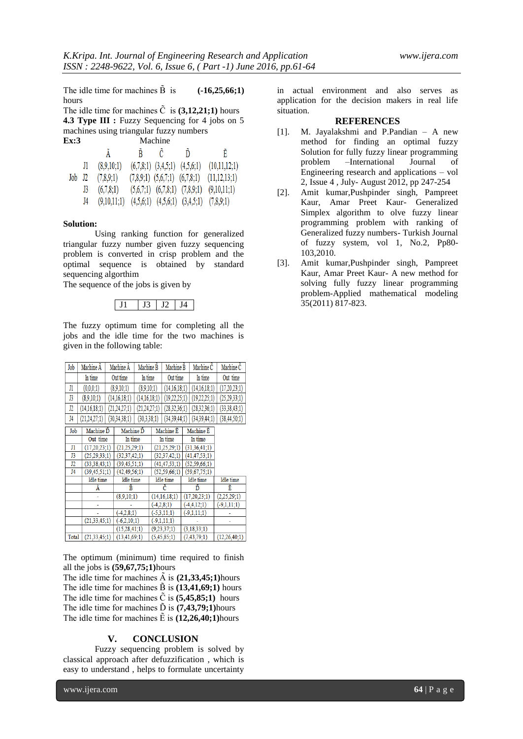The idle time for machines $\tilde{B}$ is **(-16,25,66;1)** hours

The idle time for machines $\tilde{C}$ is **(3,12,21;1)** hours

**4.3 Type III :** Fuzzy Sequencing for 4 jobs on 5 machines using triangular fuzzy numbers

**Ex:3**

| | | Machine | | | | |
|---|---|---|---|---|---|---|
| | | $\tilde{A}$ | $\tilde{B}$ | $\tilde{C}$ | $\tilde{D}$ | $\tilde{E}$ |
| | J1 | (8,9,10;1) | (6,7,8;1) | (3,4,5;1) | (4,5,6;1) | (10,11,12;1) |
| Job | J2 | (7,8,9;1) | (7,8,9;1) | (5,6,7;1) | (6,7,8;1) | (11,12,13;1) |
| | J3 | (6,7,8;1) | (5,6,7;1) | (6,7,8;1) | (7,8,9;1) | (9,10,11;1) |
| | J4 | (9,10,11;1) | (4,5,6;1) | (4,5,6;1) | (3,4,5;1) | (7,8,9;1) |

**Solution:**

Using ranking function for generalized triangular fuzzy number given fuzzy sequencing problem is converted in crisp problem and the optimal sequence is obtained by standard sequencing algorthim

The sequence of the jobs is given by

| J1 | J3 | J2 | J4 |
|---|---|---|---|

The fuzzy optimum time for completing all the jobs and the idle time for the two machines is given in the following table:

| Job | Machine $\tilde{A}$ In time | Machine $\tilde{A}$ Out time | Machine $\tilde{B}$ In time | Machine $\tilde{B}$ Out time | Machine $\tilde{C}$ In time | Machine $\tilde{C}$ Out time |
|---|---|---|---|---|---|---|
| J1 | (0,0,0;1) | (8,9,10;1) | (8,9,10;1) | (14,16,18;1) | (14,16,18;1) | (17,20,23;1) |
| J3 | (8,9,10;1) | (14,16,18;1) | (14,16,18;1) | (19,22,25;1) | (19,22,25;1) | (25,29,33;1) |
| J2 | (14,16,18;1) | (21,24,27;1) | (21,24,27;1) | (28,32,36;1) | (28,32,36;1) | (33,38,43;1) |
| J4 | (21,24,27;1) | (30,34,38;1) | (30,3,38;1) | (34,39,44;1) | (34,39,44;1) | (38,44,50;1) |

| Job | Machine $\tilde{D}$ Out time | Machine $\tilde{D}$ In time | Machine $\tilde{E}$ In time | Machine $\tilde{E}$ In time | |
|---|---|---|---|---|---|
| J1 | (17,20,23;1) | (21,25,29;1) | (21,25,29;1) | (31,36,41;1) | |
| J3 | (25,29,33;1) | (32,37,42;1) | (32,37,42;1) | (41,47,53;1) | |
| J2 | (33,38,43;1) | (39,45,51;1) | (41,47,53;1) | (52,59,66;1) | |
| J4 | (39,45,51;1) | (42,49,56;1) | (52,59,66;1) | (59,67,75;1) | |
| | Idle time $\tilde{A}$ | Idle time $\tilde{B}$ | Idle time $\tilde{C}$ | Idle time $\tilde{D}$ | Idle time $\tilde{E}$ |
| | - | (8,9,10;1) | (14,16,18;1) | (17,20,23;1) | (2,25,29;1) |
| | - | - | (-4,2,8;1) | (-4,4,12;1) | (-9,1,11;1) |
| | - | (-4,2,8;1) | (-5,3,11;1) | (-9,1,11;1) | - |
| | (21,33,45;1) | (-6,2,10;1) | (-9,1,11;1) | - | - |
| | | (15,28,41;1) | (9,23,37;1) | (3,18,33;1) | |
| Total | (21,33,45;1) | (13,41,69;1) | (5,45,85;1) | (7,43,79;1) | (12,26,40;1) |

The optimum (minimum) time required to finish all the jobs is **(59,67,75;1)**hours

The idle time for machines $\tilde{A}$ is **(21,33,45;1)**hours

The idle time for machines $\tilde{B}$ is **(13,41,69;1)** hours

The idle time for machines $\tilde{C}$ is **(5,45,85;1)** hours

The idle time for machines $\tilde{D}$ is **(7,43,79;1)**hours

The idle time for machines $\tilde{E}$ is **(12,26,40;1)**hours

## V. CONCLUSION

Fuzzy sequencing problem is solved by classical approach after defuzzification , which is easy to understand , helps to formulate uncertainty in actual environment and also serves as application for the decision makers in real life situation.

## REFERENCES

[1]. M. Jayalakshmi and P.Pandian – A new method for finding an optimal fuzzy Solution for fully fuzzy linear programming problem –International Journal of Engineering research and applications – vol 2, Issue 4 , July- August 2012, pp 247-254

[2]. Amit kumar,Pushpinder singh, Pampreet Kaur, Amar Preet Kaur- Generalized Simplex algorithm to olve fuzzy linear programming problem with ranking of Generalized fuzzy numbers- Turkish Journal of fuzzy system, vol 1, No.2, Pp80-103,2010.

[3]. Amit kumar,Pushpinder singh, Pampreet Kaur, Amar Preet Kaur- A new method for solving fully fuzzy linear programming problem-Applied mathematical modeling 35(2011) 817-823.